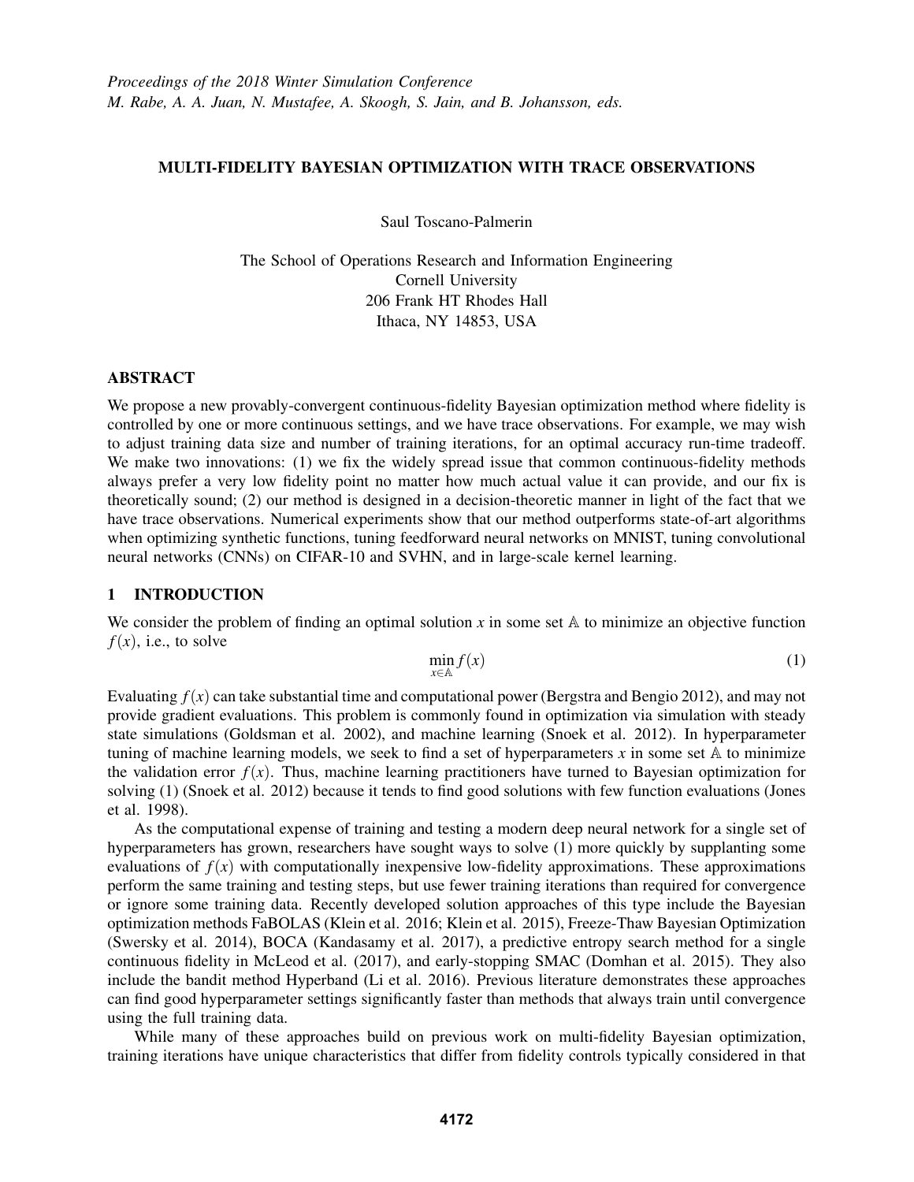*Proceedings of the 2018 Winter Simulation Conference*
*M. Rabe, A. A. Juan, N. Mustafee, A. Skoogh, S. Jain, and B. Johansson, eds.*

# MULTI-FIDELITY BAYESIAN OPTIMIZATION WITH TRACE OBSERVATIONS

Saul Toscano-Palmerin

The School of Operations Research and Information Engineering
Cornell University
206 Frank HT Rhodes Hall
Ithaca, NY 14853, USA

## ABSTRACT

We propose a new provably-convergent continuous-fidelity Bayesian optimization method where fidelity is controlled by one or more continuous settings, and we have trace observations. For example, we may wish to adjust training data size and number of training iterations, for an optimal accuracy run-time tradeoff. We make two innovations: (1) we fix the widely spread issue that common continuous-fidelity methods always prefer a very low fidelity point no matter how much actual value it can provide, and our fix is theoretically sound; (2) our method is designed in a decision-theoretic manner in light of the fact that we have trace observations. Numerical experiments show that our method outperforms state-of-art algorithms when optimizing synthetic functions, tuning feedforward neural networks on MNIST, tuning convolutional neural networks (CNNs) on CIFAR-10 and SVHN, and in large-scale kernel learning.

## 1 INTRODUCTION

We consider the problem of finding an optimal solution $x$ in some set $\mathbb{A}$ to minimize an objective function $f(x)$, i.e., to solve

$$\min_{x \in \mathbb{A}} f(x) \tag{1}$$

Evaluating $f(x)$ can take substantial time and computational power (Bergstra and Bengio 2012), and may not provide gradient evaluations. This problem is commonly found in optimization via simulation with steady state simulations (Goldsman et al. 2002), and machine learning (Snoek et al. 2012). In hyperparameter tuning of machine learning models, we seek to find a set of hyperparameters $x$ in some set $\mathbb{A}$ to minimize the validation error $f(x)$. Thus, machine learning practitioners have turned to Bayesian optimization for solving (1) (Snoek et al. 2012) because it tends to find good solutions with few function evaluations (Jones et al. 1998).

As the computational expense of training and testing a modern deep neural network for a single set of hyperparameters has grown, researchers have sought ways to solve (1) more quickly by supplanting some evaluations of $f(x)$ with computationally inexpensive low-fidelity approximations. These approximations perform the same training and testing steps, but use fewer training iterations than required for convergence or ignore some training data. Recently developed solution approaches of this type include the Bayesian optimization methods FaBOLAS (Klein et al. 2016; Klein et al. 2015), Freeze-Thaw Bayesian Optimization (Swersky et al. 2014), BOCA (Kandasamy et al. 2017), a predictive entropy search method for a single continuous fidelity in McLeod et al. (2017), and early-stopping SMAC (Domhan et al. 2015). They also include the bandit method Hyperband (Li et al. 2016). Previous literature demonstrates these approaches can find good hyperparameter settings significantly faster than methods that always train until convergence using the full training data.

While many of these approaches build on previous work on multi-fidelity Bayesian optimization, training iterations have unique characteristics that differ from fidelity controls typically considered in that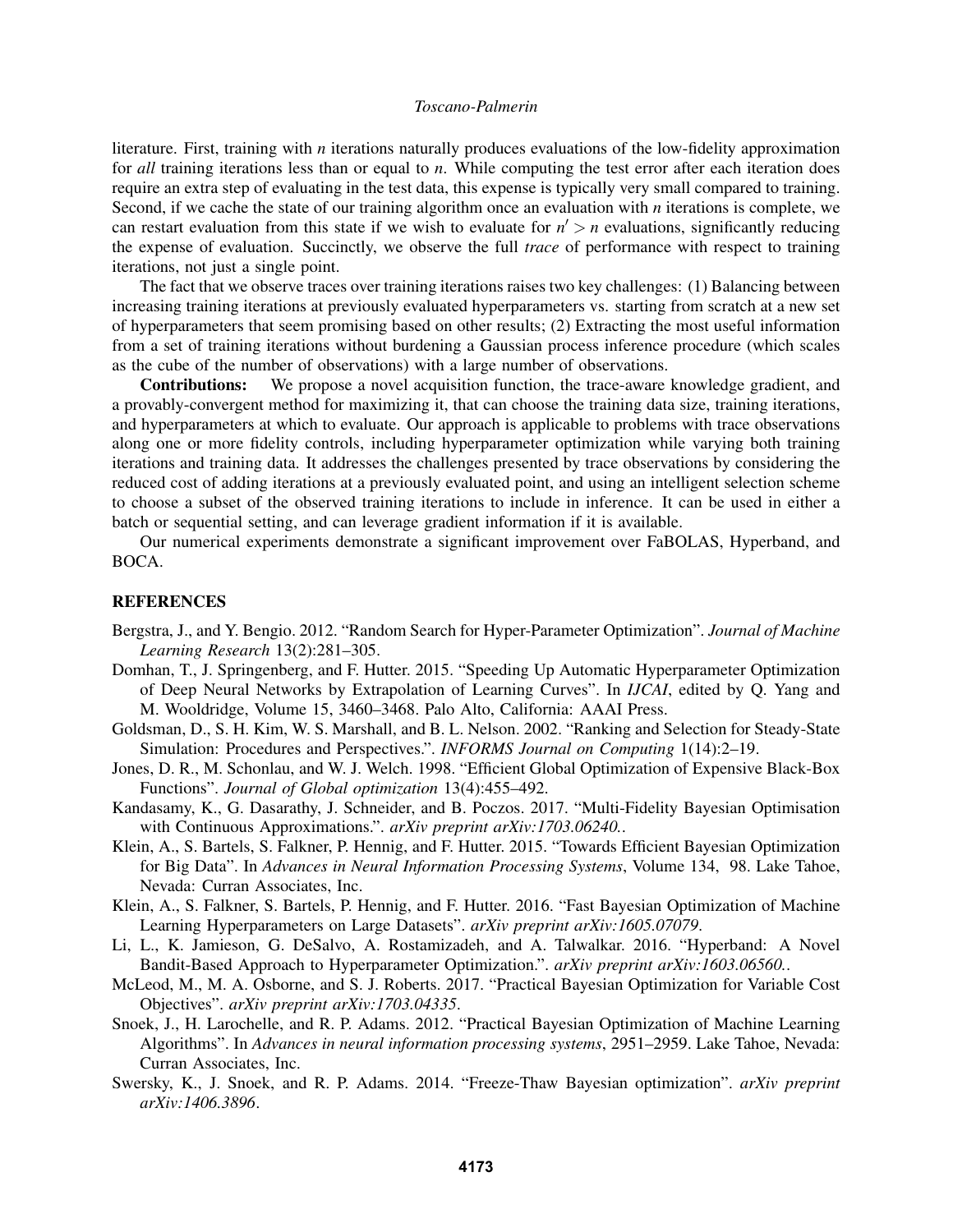literature. First, training with $n$ iterations naturally produces evaluations of the low-fidelity approximation for *all* training iterations less than or equal to $n$. While computing the test error after each iteration does require an extra step of evaluating in the test data, this expense is typically very small compared to training. Second, if we cache the state of our training algorithm once an evaluation with $n$ iterations is complete, we can restart evaluation from this state if we wish to evaluate for $n' > n$ evaluations, significantly reducing the expense of evaluation. Succinctly, we observe the full *trace* of performance with respect to training iterations, not just a single point.

The fact that we observe traces over training iterations raises two key challenges: (1) Balancing between increasing training iterations at previously evaluated hyperparameters vs. starting from scratch at a new set of hyperparameters that seem promising based on other results; (2) Extracting the most useful information from a set of training iterations without burdening a Gaussian process inference procedure (which scales as the cube of the number of observations) with a large number of observations.

**Contributions:** We propose a novel acquisition function, the trace-aware knowledge gradient, and a provably-convergent method for maximizing it, that can choose the training data size, training iterations, and hyperparameters at which to evaluate. Our approach is applicable to problems with trace observations along one or more fidelity controls, including hyperparameter optimization while varying both training iterations and training data. It addresses the challenges presented by trace observations by considering the reduced cost of adding iterations at a previously evaluated point, and using an intelligent selection scheme to choose a subset of the observed training iterations to include in inference. It can be used in either a batch or sequential setting, and can leverage gradient information if it is available.

Our numerical experiments demonstrate a significant improvement over FaBOLAS, Hyperband, and BOCA.

## REFERENCES

Bergstra, J., and Y. Bengio. 2012. "Random Search for Hyper-Parameter Optimization". *Journal of Machine Learning Research* 13(2):281–305.

Domhan, T., J. Springenberg, and F. Hutter. 2015. "Speeding Up Automatic Hyperparameter Optimization of Deep Neural Networks by Extrapolation of Learning Curves". In *IJCAI*, edited by Q. Yang and M. Wooldridge, Volume 15, 3460–3468. Palo Alto, California: AAAI Press.

Goldsman, D., S. H. Kim, W. S. Marshall, and B. L. Nelson. 2002. "Ranking and Selection for Steady-State Simulation: Procedures and Perspectives.". *INFORMS Journal on Computing* 1(14):2–19.

Jones, D. R., M. Schonlau, and W. J. Welch. 1998. "Efficient Global Optimization of Expensive Black-Box Functions". *Journal of Global optimization* 13(4):455–492.

Kandasamy, K., G. Dasarathy, J. Schneider, and B. Poczos. 2017. "Multi-Fidelity Bayesian Optimisation with Continuous Approximations.". *arXiv preprint arXiv:1703.06240.*.

Klein, A., S. Bartels, S. Falkner, P. Hennig, and F. Hutter. 2015. "Towards Efficient Bayesian Optimization for Big Data". In *Advances in Neural Information Processing Systems*, Volume 134, 98. Lake Tahoe, Nevada: Curran Associates, Inc.

Klein, A., S. Falkner, S. Bartels, P. Hennig, and F. Hutter. 2016. "Fast Bayesian Optimization of Machine Learning Hyperparameters on Large Datasets". *arXiv preprint arXiv:1605.07079*.

Li, L., K. Jamieson, G. DeSalvo, A. Rostamizadeh, and A. Talwalkar. 2016. "Hyperband: A Novel Bandit-Based Approach to Hyperparameter Optimization.". *arXiv preprint arXiv:1603.06560.*.

McLeod, M., M. A. Osborne, and S. J. Roberts. 2017. "Practical Bayesian Optimization for Variable Cost Objectives". *arXiv preprint arXiv:1703.04335*.

Snoek, J., H. Larochelle, and R. P. Adams. 2012. "Practical Bayesian Optimization of Machine Learning Algorithms". In *Advances in neural information processing systems*, 2951–2959. Lake Tahoe, Nevada: Curran Associates, Inc.

Swersky, K., J. Snoek, and R. P. Adams. 2014. "Freeze-Thaw Bayesian optimization". *arXiv preprint arXiv:1406.3896*.